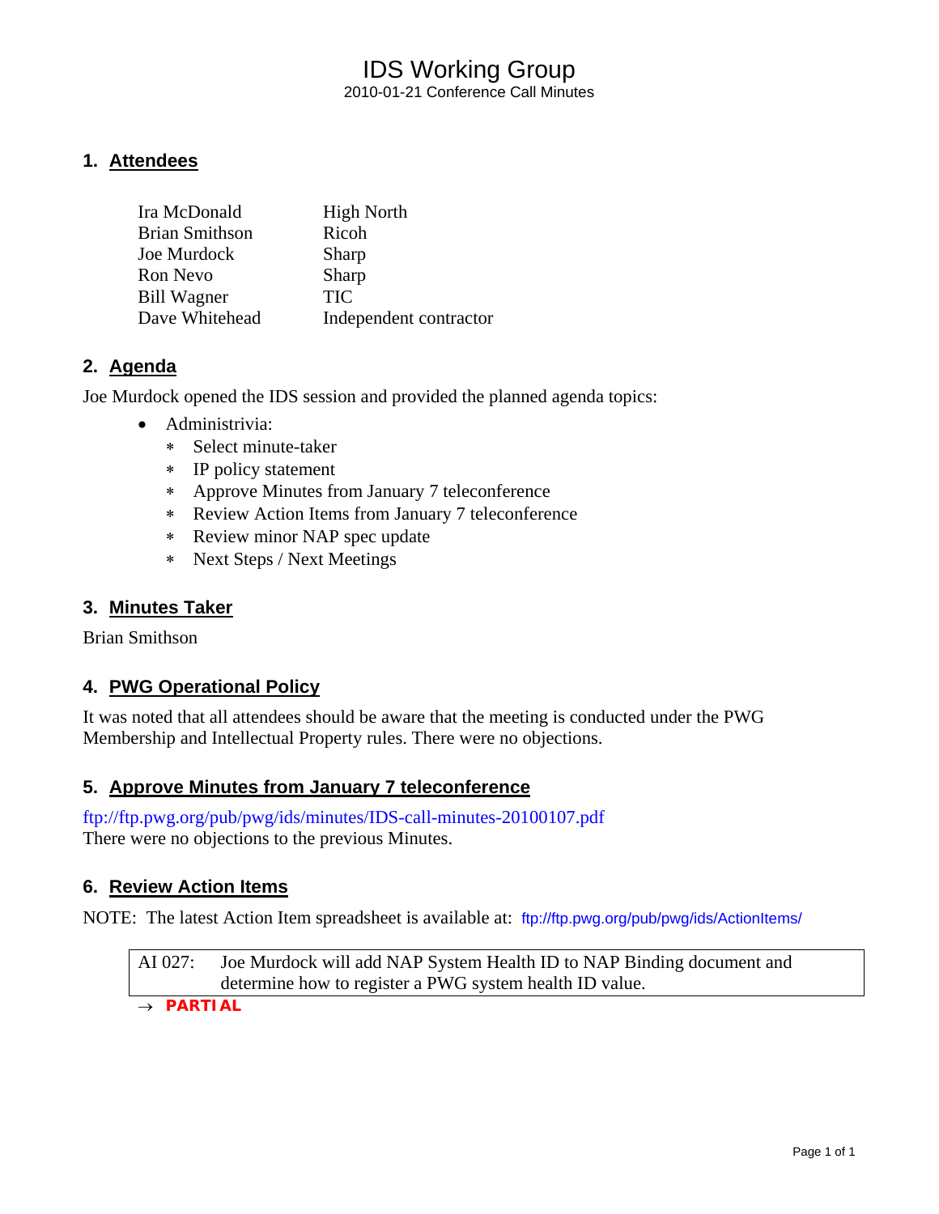# IDS Working Group

2010-01-21 Conference Call Minutes

## 1. Attendees

| | |
|---|---|
| Ira McDonald | High North |
| Brian Smithson | Ricoh |
| Joe Murdock | Sharp |
| Ron Nevo | Sharp |
| Bill Wagner | TIC |
| Dave Whitehead | Independent contractor |

## 2. Agenda

Joe Murdock opened the IDS session and provided the planned agenda topics:

- Administrivia:
  - Select minute-taker
  - IP policy statement
  - Approve Minutes from January 7 teleconference
  - Review Action Items from January 7 teleconference
  - Review minor NAP spec update
  - Next Steps / Next Meetings

## 3. Minutes Taker

Brian Smithson

## 4. PWG Operational Policy

It was noted that all attendees should be aware that the meeting is conducted under the PWG Membership and Intellectual Property rules. There were no objections.

## 5. Approve Minutes from January 7 teleconference

ftp://ftp.pwg.org/pub/pwg/ids/minutes/IDS-call-minutes-20100107.pdf
There were no objections to the previous Minutes.

## 6. Review Action Items

NOTE: The latest Action Item spreadsheet is available at: ftp://ftp.pwg.org/pub/pwg/ids/ActionItems/

| | |
|---|---|
| AI 027: | Joe Murdock will add NAP System Health ID to NAP Binding document and determine how to register a PWG system health ID value. |

→ **PARTIAL**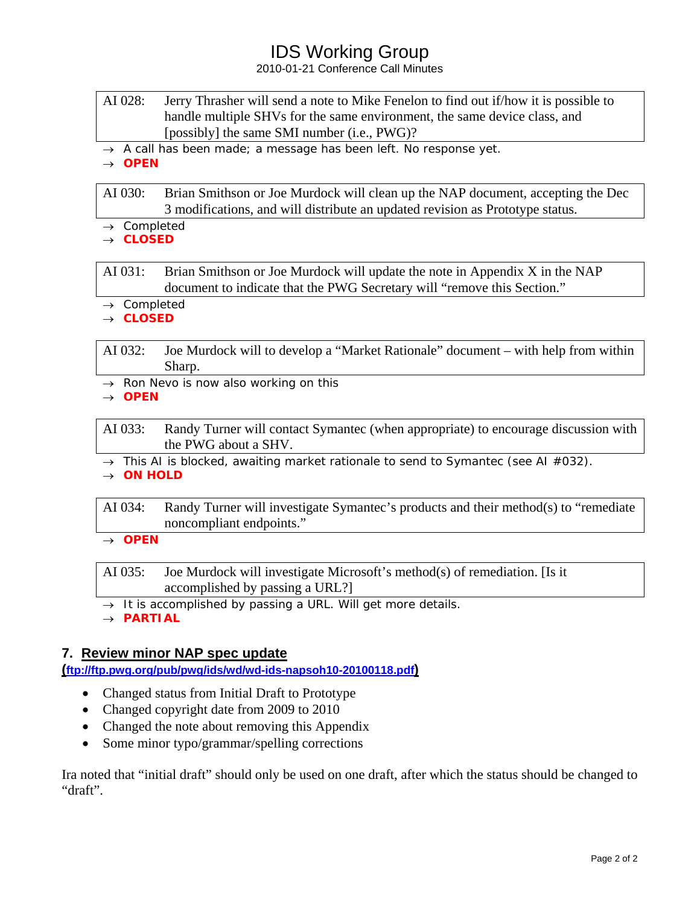| AI 028: | Jerry Thrasher will send a note to Mike Fenelon to find out if/how it is possible to handle multiple SHVs for the same environment, the same device class, and [possibly] the same SMI number (i.e., PWG)? |
|---|---|

→ A call has been made; a message has been left. No response yet.
→ **OPEN**

| AI 030: | Brian Smithson or Joe Murdock will clean up the NAP document, accepting the Dec 3 modifications, and will distribute an updated revision as Prototype status. |
|---|---|

→ Completed
→ **CLOSED**

| AI 031: | Brian Smithson or Joe Murdock will update the note in Appendix X in the NAP document to indicate that the PWG Secretary will "remove this Section." |
|---|---|

→ Completed
→ **CLOSED**

| AI 032: | Joe Murdock will to develop a "Market Rationale" document – with help from within Sharp. |
|---|---|

→ Ron Nevo is now also working on this
→ **OPEN**

| AI 033: | Randy Turner will contact Symantec (when appropriate) to encourage discussion with the PWG about a SHV. |
|---|---|

→ This AI is blocked, awaiting market rationale to send to Symantec (see AI #032).
→ **ON HOLD**

| AI 034: | Randy Turner will investigate Symantec's products and their method(s) to "remediate noncompliant endpoints." |
|---|---|

→ **OPEN**

| AI 035: | Joe Murdock will investigate Microsoft's method(s) of remediation. [Is it accomplished by passing a URL?] |
|---|---|

→ It is accomplished by passing a URL. Will get more details.
→ **PARTIAL**

## 7. Review minor NAP spec update

**(ftp://ftp.pwg.org/pub/pwg/ids/wd/wd-ids-napsoh10-20100118.pdf)**

- Changed status from Initial Draft to Prototype
- Changed copyright date from 2009 to 2010
- Changed the note about removing this Appendix
- Some minor typo/grammar/spelling corrections

Ira noted that "initial draft" should only be used on one draft, after which the status should be changed to "draft".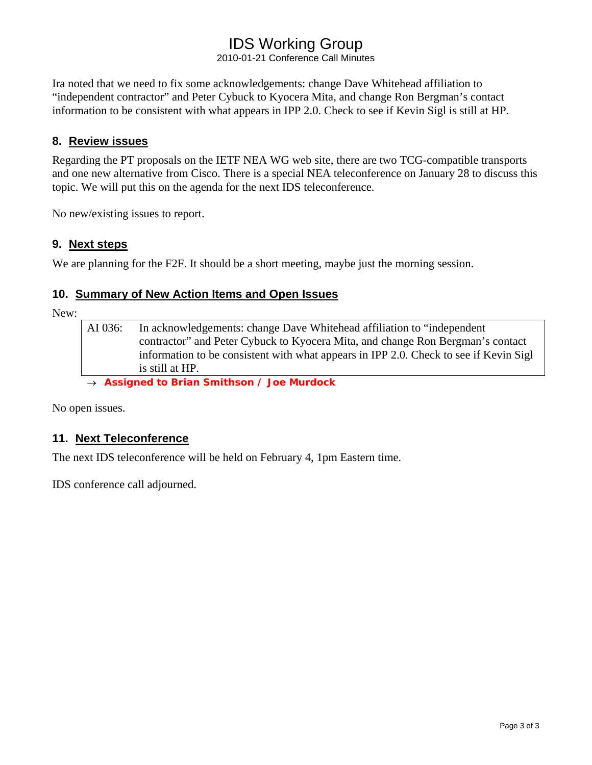Ira noted that we need to fix some acknowledgements: change Dave Whitehead affiliation to "independent contractor" and Peter Cybuck to Kyocera Mita, and change Ron Bergman's contact information to be consistent with what appears in IPP 2.0. Check to see if Kevin Sigl is still at HP.

## 8. Review issues

Regarding the PT proposals on the IETF NEA WG web site, there are two TCG-compatible transports and one new alternative from Cisco. There is a special NEA teleconference on January 28 to discuss this topic. We will put this on the agenda for the next IDS teleconference.

No new/existing issues to report.

## 9. Next steps

We are planning for the F2F. It should be a short meeting, maybe just the morning session.

## 10. Summary of New Action Items and Open Issues

New:

| | |
|---|---|
| AI 036: | In acknowledgements: change Dave Whitehead affiliation to "independent contractor" and Peter Cybuck to Kyocera Mita, and change Ron Bergman's contact information to be consistent with what appears in IPP 2.0. Check to see if Kevin Sigl is still at HP. |

→ **Assigned to Brian Smithson / Joe Murdock**

No open issues.

## 11. Next Teleconference

The next IDS teleconference will be held on February 4, 1pm Eastern time.

IDS conference call adjourned.